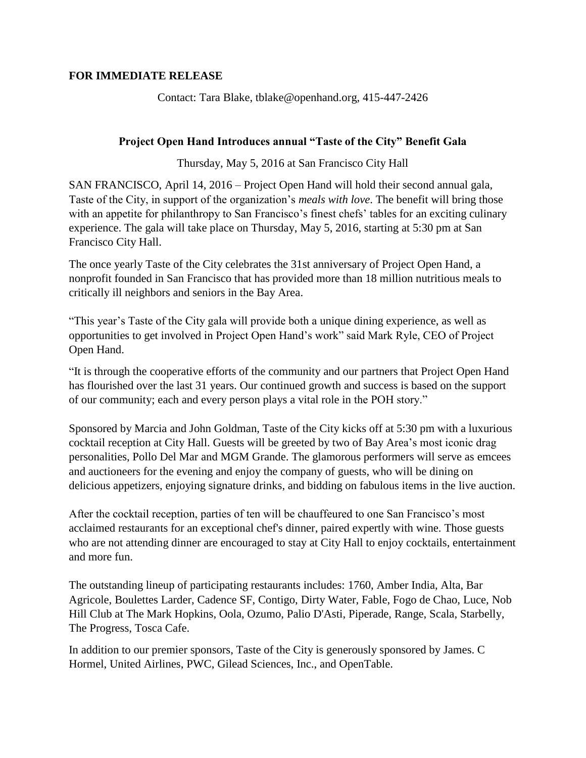**FOR IMMEDIATE RELEASE**

Contact: Tara Blake, tblake@openhand.org, 415-447-2426

**Project Open Hand Introduces annual "Taste of the City" Benefit Gala**

Thursday, May 5, 2016 at San Francisco City Hall

SAN FRANCISCO, April 14, 2016 – Project Open Hand will hold their second annual gala, Taste of the City, in support of the organization's *meals with love*. The benefit will bring those with an appetite for philanthropy to San Francisco's finest chefs' tables for an exciting culinary experience. The gala will take place on Thursday, May 5, 2016, starting at 5:30 pm at San Francisco City Hall.

The once yearly Taste of the City celebrates the 31st anniversary of Project Open Hand, a nonprofit founded in San Francisco that has provided more than 18 million nutritious meals to critically ill neighbors and seniors in the Bay Area.

"This year's Taste of the City gala will provide both a unique dining experience, as well as opportunities to get involved in Project Open Hand's work" said Mark Ryle, CEO of Project Open Hand.

"It is through the cooperative efforts of the community and our partners that Project Open Hand has flourished over the last 31 years. Our continued growth and success is based on the support of our community; each and every person plays a vital role in the POH story."

Sponsored by Marcia and John Goldman, Taste of the City kicks off at 5:30 pm with a luxurious cocktail reception at City Hall. Guests will be greeted by two of Bay Area's most iconic drag personalities, Pollo Del Mar and MGM Grande. The glamorous performers will serve as emcees and auctioneers for the evening and enjoy the company of guests, who will be dining on delicious appetizers, enjoying signature drinks, and bidding on fabulous items in the live auction.

After the cocktail reception, parties of ten will be chauffeured to one San Francisco's most acclaimed restaurants for an exceptional chef's dinner, paired expertly with wine. Those guests who are not attending dinner are encouraged to stay at City Hall to enjoy cocktails, entertainment and more fun.

The outstanding lineup of participating restaurants includes: 1760, Amber India, Alta, Bar Agricole, Boulettes Larder, Cadence SF, Contigo, Dirty Water, Fable, Fogo de Chao, Luce, Nob Hill Club at The Mark Hopkins, Oola, Ozumo, Palio D'Asti, Piperade, Range, Scala, Starbelly, The Progress, Tosca Cafe.

In addition to our premier sponsors, Taste of the City is generously sponsored by James. C Hormel, United Airlines, PWC, Gilead Sciences, Inc., and OpenTable.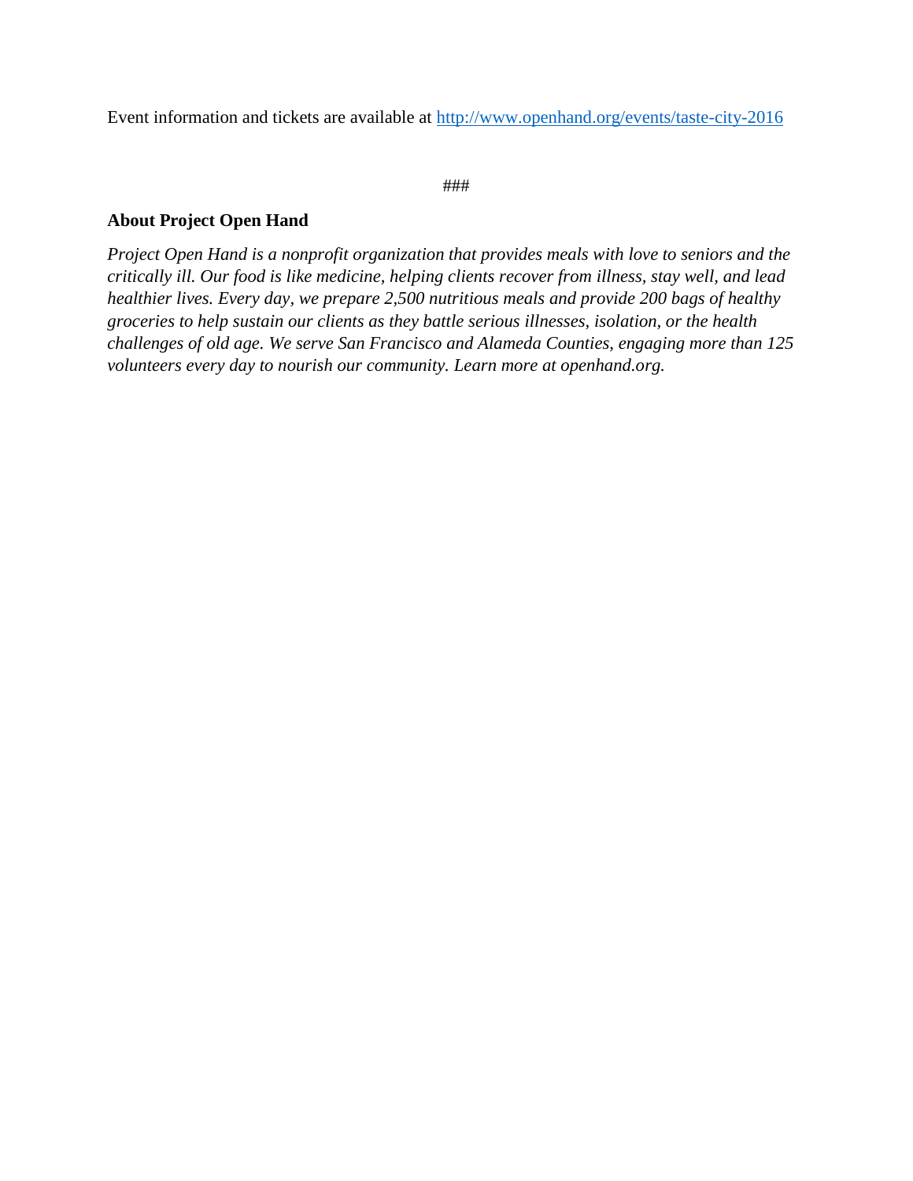Event information and tickets are available at [http://www.openhand.org/events/taste-city-2016](http://www.openhand.org/events/taste-city-2016)

###

**About Project Open Hand**

*Project Open Hand is a nonprofit organization that provides meals with love to seniors and the critically ill. Our food is like medicine, helping clients recover from illness, stay well, and lead healthier lives. Every day, we prepare 2,500 nutritious meals and provide 200 bags of healthy groceries to help sustain our clients as they battle serious illnesses, isolation, or the health challenges of old age. We serve San Francisco and Alameda Counties, engaging more than 125 volunteers every day to nourish our community. Learn more at openhand.org.*